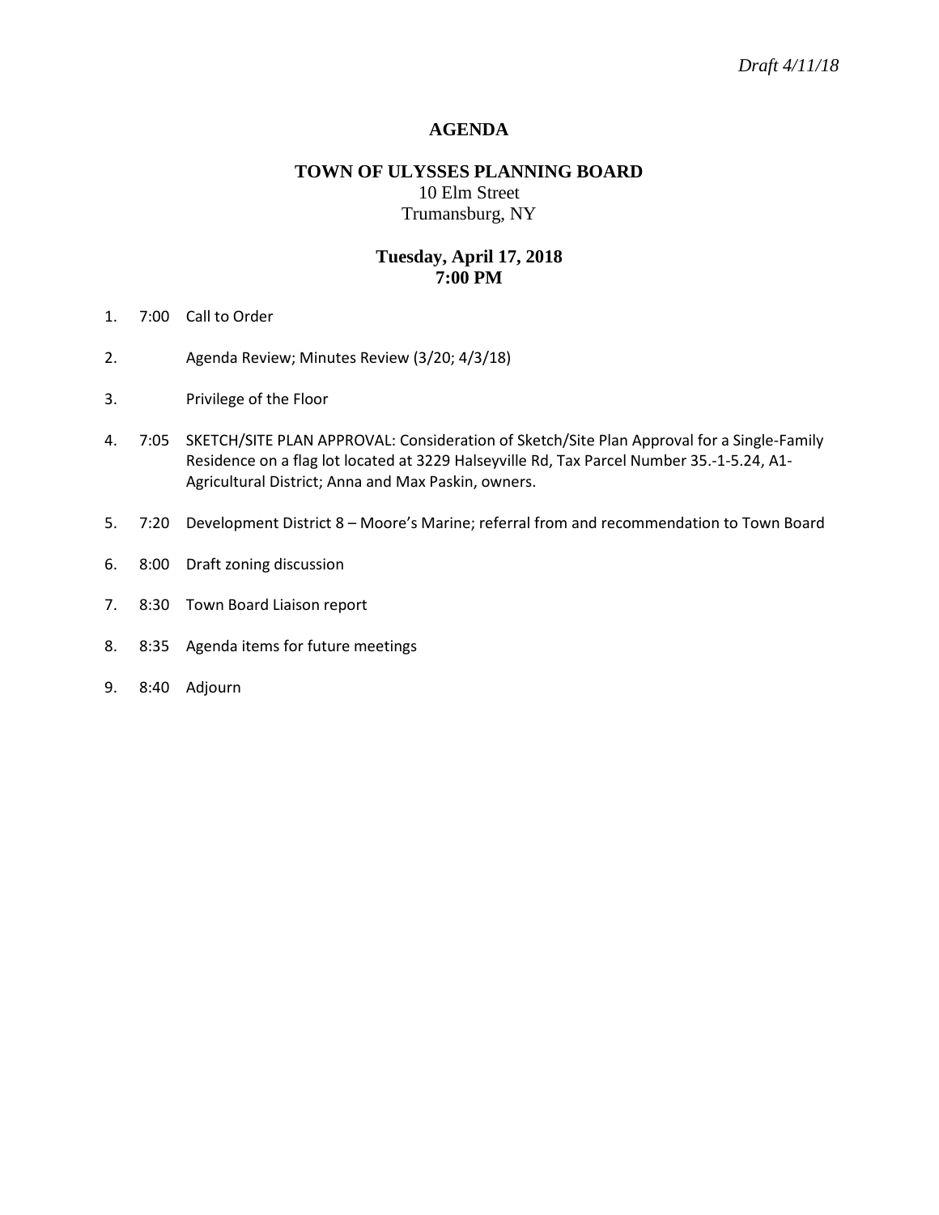*Draft 4/11/18*

# AGENDA

## TOWN OF ULYSSES PLANNING BOARD

10 Elm Street
Trumansburg, NY

**Tuesday, April 17, 2018**
**7:00 PM**

1. 7:00 Call to Order
2. Agenda Review; Minutes Review (3/20; 4/3/18)
3. Privilege of the Floor
4. 7:05 SKETCH/SITE PLAN APPROVAL: Consideration of Sketch/Site Plan Approval for a Single-Family Residence on a flag lot located at 3229 Halseyville Rd, Tax Parcel Number 35.-1-5.24, A1-Agricultural District; Anna and Max Paskin, owners.
5. 7:20 Development District 8 – Moore's Marine; referral from and recommendation to Town Board
6. 8:00 Draft zoning discussion
7. 8:30 Town Board Liaison report
8. 8:35 Agenda items for future meetings
9. 8:40 Adjourn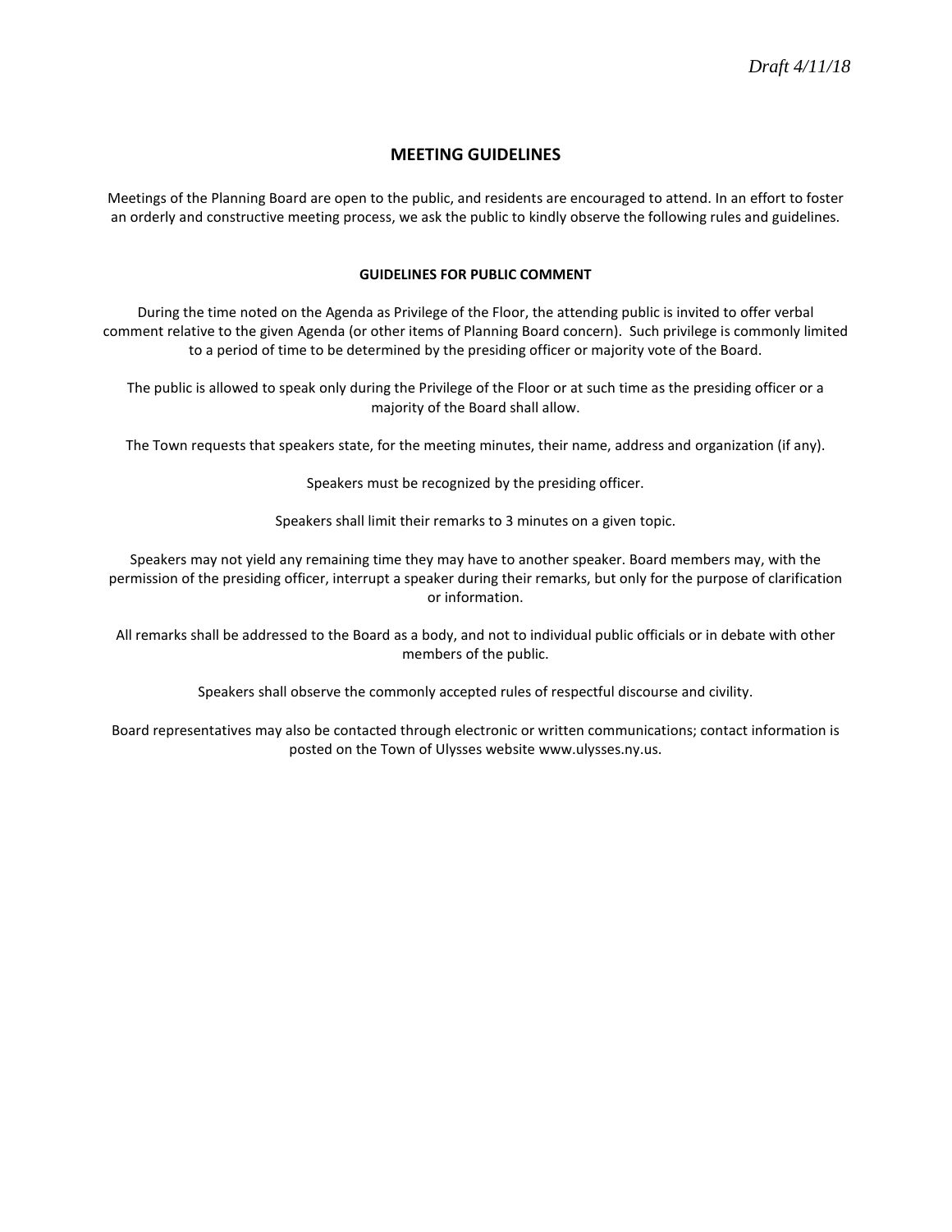*Draft 4/11/18*

## MEETING GUIDELINES

Meetings of the Planning Board are open to the public, and residents are encouraged to attend. In an effort to foster an orderly and constructive meeting process, we ask the public to kindly observe the following rules and guidelines.

### GUIDELINES FOR PUBLIC COMMENT

During the time noted on the Agenda as Privilege of the Floor, the attending public is invited to offer verbal comment relative to the given Agenda (or other items of Planning Board concern). Such privilege is commonly limited to a period of time to be determined by the presiding officer or majority vote of the Board.

The public is allowed to speak only during the Privilege of the Floor or at such time as the presiding officer or a majority of the Board shall allow.

The Town requests that speakers state, for the meeting minutes, their name, address and organization (if any).

Speakers must be recognized by the presiding officer.

Speakers shall limit their remarks to 3 minutes on a given topic.

Speakers may not yield any remaining time they may have to another speaker. Board members may, with the permission of the presiding officer, interrupt a speaker during their remarks, but only for the purpose of clarification or information.

All remarks shall be addressed to the Board as a body, and not to individual public officials or in debate with other members of the public.

Speakers shall observe the commonly accepted rules of respectful discourse and civility.

Board representatives may also be contacted through electronic or written communications; contact information is posted on the Town of Ulysses website www.ulysses.ny.us.